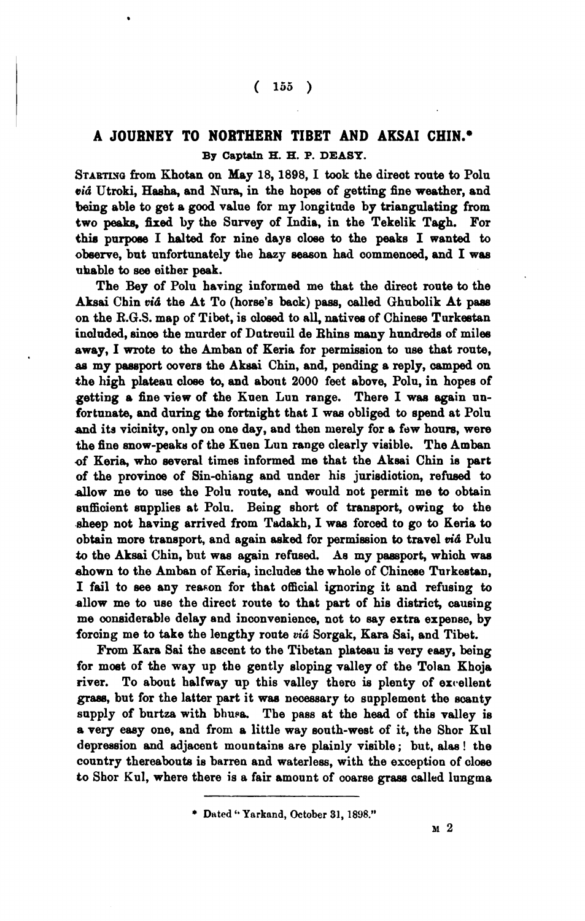# A JOURNEY TO NORTHERN TIBET AND AKSAI CHIN.*

By Captain H. H. P. DEASY.

STARTING from Khotan on May 18, 1898, I took the direct route to Polu *viâ* Utroki, Hasha, and Nura, in the hopes of getting fine weather, and being able to get a good value for my longitude by triangulating from two peaks, fixed by the Survey of India, in the Tekelik Tagh. For this purpose I halted for nine days close to the peaks I wanted to observe, but unfortunately the hazy season had commenced, and I was unable to see either peak.

The Bey of Polu having informed me that the direct route to the Aksai Chin *viâ* the At To (horse's back) pass, called Ghubolik At pass on the R.G.S. map of Tibet, is closed to all, natives of Chinese Turkestan included, since the murder of Dutreuil de Rhins many hundreds of miles away, I wrote to the Amban of Keria for permission to use that route, as my passport covers the Aksai Chin, and, pending a reply, camped on the high plateau close to, and about 2000 feet above, Polu, in hopes of getting a fine view of the Kuen Lun range. There I was again unfortunate, and during the fortnight that I was obliged to spend at Polu and its vicinity, only on one day, and then merely for a few hours, were the fine snow-peaks of the Kuen Lun range clearly visible. The Amban of Keria, who several times informed me that the Aksai Chin is part of the province of Sin-chiang and under his jurisdiction, refused to allow me to use the Polu route, and would not permit me to obtain sufficient supplies at Polu. Being short of transport, owing to the sheep not having arrived from Tadakh, I was forced to go to Keria to obtain more transport, and again asked for permission to travel *viâ* Polu to the Aksai Chin, but was again refused. As my passport, which was shown to the Amban of Keria, includes the whole of Chinese Turkestan, I fail to see any reason for that official ignoring it and refusing to allow me to use the direct route to that part of his district, causing me considerable delay and inconvenience, not to say extra expense, by forcing me to take the lengthy route *viâ* Sorgak, Kara Sai, and Tibet.

From Kara Sai the ascent to the Tibetan plateau is very easy, being for most of the way up the gently sloping valley of the Tolan Khoja river. To about halfway up this valley there is plenty of excellent grass, but for the latter part it was necessary to supplement the scanty supply of burtza with bhusa. The pass at the head of this valley is a very easy one, and from a little way south-west of it, the Shor Kul depression and adjacent mountains are plainly visible; but, alas! the country thereabouts is barren and waterless, with the exception of close to Shor Kul, where there is a fair amount of coarse grass called lungma

* Dated "Yarkand, October 31, 1898."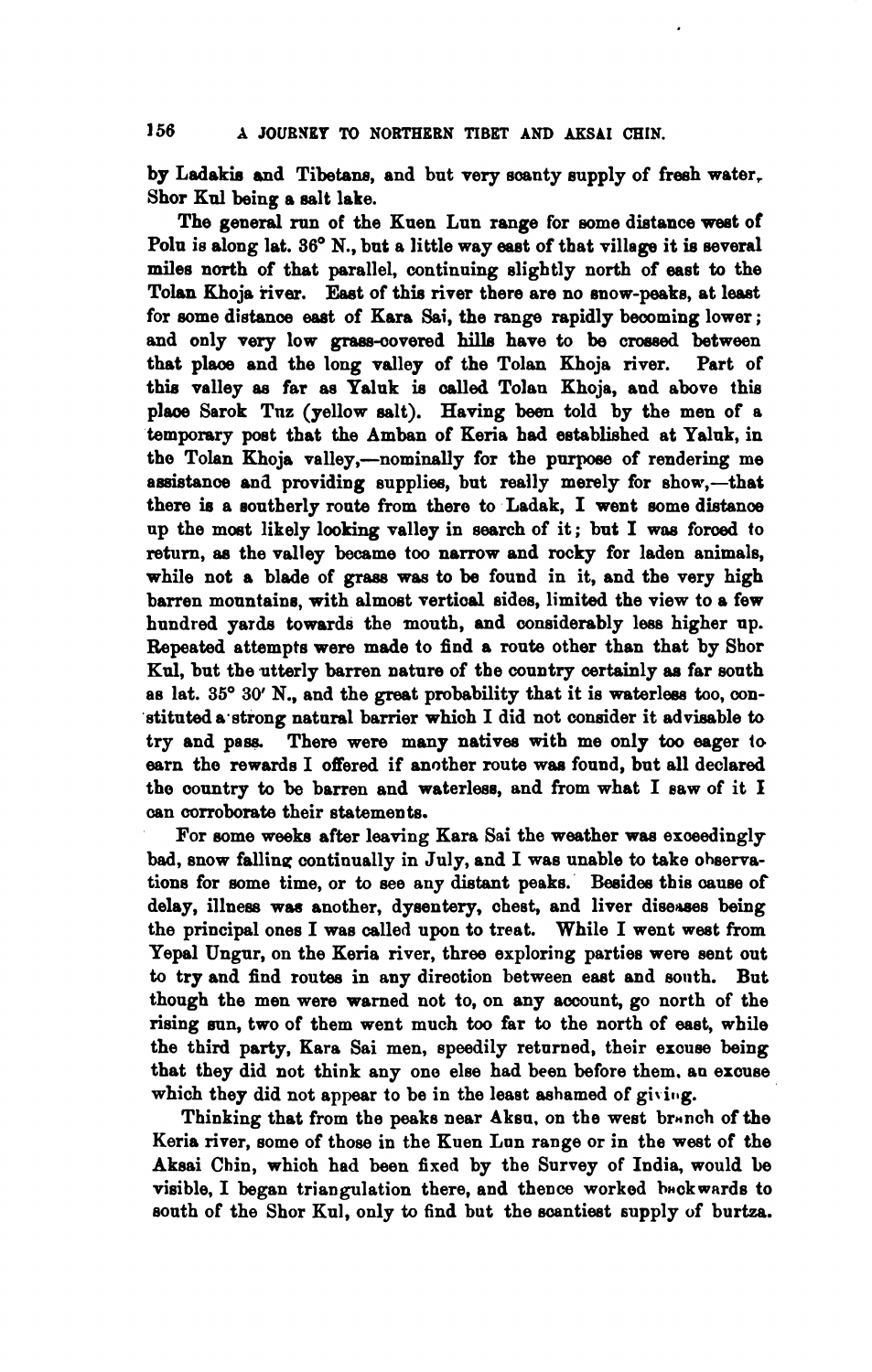by Ladakis and Tibetans, and but very scanty supply of fresh water, Shor Kul being a salt lake.

The general run of the Kuen Lun range for some distance west of Polu is along lat. 36° N., but a little way east of that village it is several miles north of that parallel, continuing slightly north of east to the Tolan Khoja river. East of this river there are no snow-peaks, at least for some distance east of Kara Sai, the range rapidly becoming lower; and only very low grass-covered hills have to be crossed between that place and the long valley of the Tolan Khoja river. Part of this valley as far as Yaluk is called Tolan Khoja, and above this place Sarok Tuz (yellow salt). Having been told by the men of a temporary post that the Amban of Keria had established at Yaluk, in the Tolan Khoja valley,—nominally for the purpose of rendering me assistance and providing supplies, but really merely for show,—that there is a southerly route from there to Ladak, I went some distance up the most likely looking valley in search of it; but I was forced to return, as the valley became too narrow and rocky for laden animals, while not a blade of grass was to be found in it, and the very high barren mountains, with almost vertical sides, limited the view to a few hundred yards towards the mouth, and considerably less higher up. Repeated attempts were made to find a route other than that by Shor Kul, but the utterly barren nature of the country certainly as far south as lat. 35° 30′ N., and the great probability that it is waterless too, constituted a strong natural barrier which I did not consider it advisable to try and pass. There were many natives with me only too eager to earn the rewards I offered if another route was found, but all declared the country to be barren and waterless, and from what I saw of it I can corroborate their statements.

For some weeks after leaving Kara Sai the weather was exceedingly bad, snow falling continually in July, and I was unable to take observations for some time, or to see any distant peaks. Besides this cause of delay, illness was another, dysentery, chest, and liver diseases being the principal ones I was called upon to treat. While I went west from Yepal Ungur, on the Keria river, three exploring parties were sent out to try and find routes in any direction between east and south. But though the men were warned not to, on any account, go north of the rising sun, two of them went much too far to the north of east, while the third party, Kara Sai men, speedily returned, their excuse being that they did not think any one else had been before them, an excuse which they did not appear to be in the least ashamed of giving.

Thinking that from the peaks near Aksu, on the west branch of the Keria river, some of those in the Kuen Lun range or in the west of the Aksai Chin, which had been fixed by the Survey of India, would be visible, I began triangulation there, and thence worked backwards to south of the Shor Kul, only to find but the scantiest supply of burtza.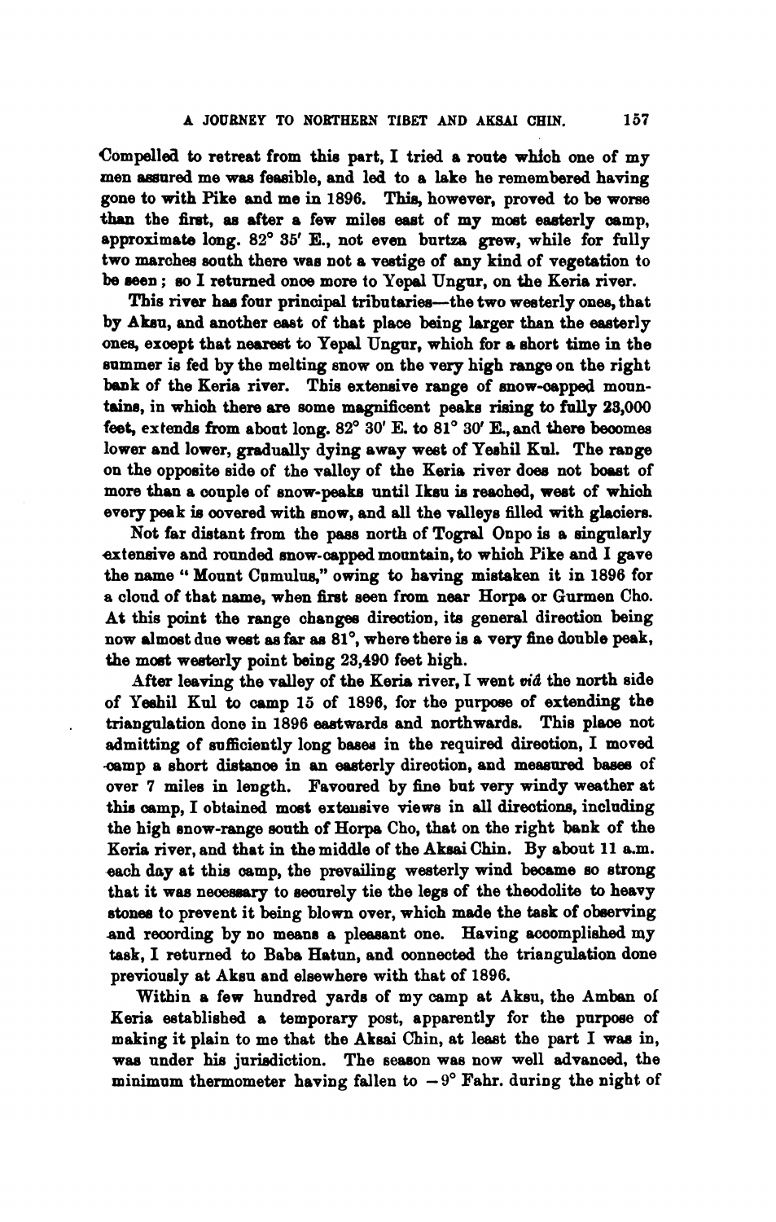Compelled to retreat from this part, I tried a route which one of my men assured me was feasible, and led to a lake he remembered having gone to with Pike and me in 1896. This, however, proved to be worse than the first, as after a few miles east of my most easterly camp, approximate long. 82° 35′ E., not even burtza grew, while for fully two marches south there was not a vestige of any kind of vegetation to be seen; so I returned once more to Yepal Ungur, on the Keria river.

This river has four principal tributaries—the two westerly ones, that by Aksu, and another east of that place being larger than the easterly ones, except that nearest to Yepal Ungur, which for a short time in the summer is fed by the melting snow on the very high range on the right bank of the Keria river. This extensive range of snow-capped mountains, in which there are some magnificent peaks rising to fully 23,000 feet, extends from about long. 82° 30′ E. to 81° 30′ E., and there becomes lower and lower, gradually dying away west of Yeshil Kul. The range on the opposite side of the valley of the Keria river does not boast of more than a couple of snow-peaks until Iksu is reached, west of which every peak is covered with snow, and all the valleys filled with glaciers.

Not far distant from the pass north of Togral Onpo is a singularly extensive and rounded snow-capped mountain, to which Pike and I gave the name "Mount Cumulus," owing to having mistaken it in 1896 for a cloud of that name, when first seen from near Horpa or Gurmen Cho. At this point the range changes direction, its general direction being now almost due west as far as 81°, where there is a very fine double peak, the most westerly point being 23,490 feet high.

After leaving the valley of the Keria river, I went *viâ* the north side of Yeshil Kul to camp 15 of 1896, for the purpose of extending the triangulation done in 1896 eastwards and northwards. This place not admitting of sufficiently long bases in the required direction, I moved camp a short distance in an easterly direction, and measured bases of over 7 miles in length. Favoured by fine but very windy weather at this camp, I obtained most extensive views in all directions, including the high snow-range south of Horpa Cho, that on the right bank of the Keria river, and that in the middle of the Aksai Chin. By about 11 a.m. each day at this camp, the prevailing westerly wind became so strong that it was necessary to securely tie the legs of the theodolite to heavy stones to prevent it being blown over, which made the task of observing and recording by no means a pleasant one. Having accomplished my task, I returned to Baba Hatun, and connected the triangulation done previously at Aksu and elsewhere with that of 1896.

Within a few hundred yards of my camp at Aksu, the Amban of Keria established a temporary post, apparently for the purpose of making it plain to me that the Aksai Chin, at least the part I was in, was under his jurisdiction. The season was now well advanced, the minimum thermometer having fallen to −9° Fahr. during the night of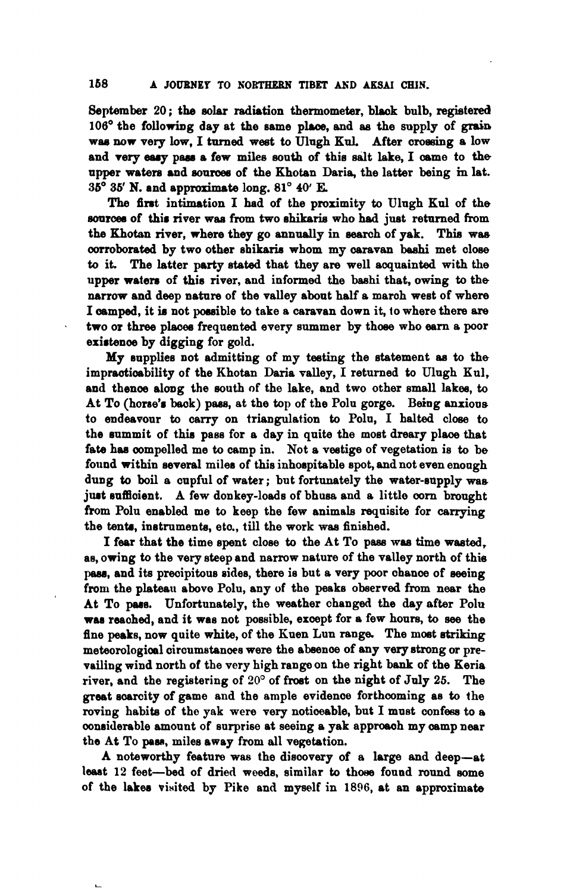September 20; the solar radiation thermometer, black bulb, registered 106° the following day at the same place, and as the supply of grain was now very low, I turned west to Ulugh Kul. After crossing a low and very easy pass a few miles south of this salt lake, I came to the upper waters and sources of the Khotan Daria, the latter being in lat. 35° 35′ N. and approximate long. 81° 40′ E.

The first intimation I had of the proximity to Ulugh Kul of the sources of this river was from two shikaris who had just returned from the Khotan river, where they go annually in search of yak. This was corroborated by two other shikaris whom my caravan bashi met close to it. The latter party stated that they are well acquainted with the upper waters of this river, and informed the bashi that, owing to the narrow and deep nature of the valley about half a march west of where I camped, it is not possible to take a caravan down it, to where there are two or three places frequented every summer by those who earn a poor existence by digging for gold.

My supplies not admitting of my testing the statement as to the impracticability of the Khotan Daria valley, I returned to Ulugh Kul, and thence along the south of the lake, and two other small lakes, to At To (horse's back) pass, at the top of the Polu gorge. Being anxious to endeavour to carry on triangulation to Polu, I halted close to the summit of this pass for a day in quite the most dreary place that fate has compelled me to camp in. Not a vestige of vegetation is to be found within several miles of this inhospitable spot, and not even enough dung to boil a cupful of water; but fortunately the water-supply was just sufficient. A few donkey-loads of bhusa and a little corn brought from Polu enabled me to keep the few animals requisite for carrying the tents, instruments, etc., till the work was finished.

I fear that the time spent close to the At To pass was time wasted, as, owing to the very steep and narrow nature of the valley north of this pass, and its precipitous sides, there is but a very poor chance of seeing from the plateau above Polu, any of the peaks observed from near the At To pass. Unfortunately, the weather changed the day after Polu was reached, and it was not possible, except for a few hours, to see the fine peaks, now quite white, of the Kuen Lun range. The most striking meteorological circumstances were the absence of any very strong or prevailing wind north of the very high range on the right bank of the Keria river, and the registering of 20° of frost on the night of July 25. The great scarcity of game and the ample evidence forthcoming as to the roving habits of the yak were very noticeable, but I must confess to a considerable amount of surprise at seeing a yak approach my camp near the At To pass, miles away from all vegetation.

A noteworthy feature was the discovery of a large and deep—at least 12 feet—bed of dried weeds, similar to those found round some of the lakes visited by Pike and myself in 1896, at an approximate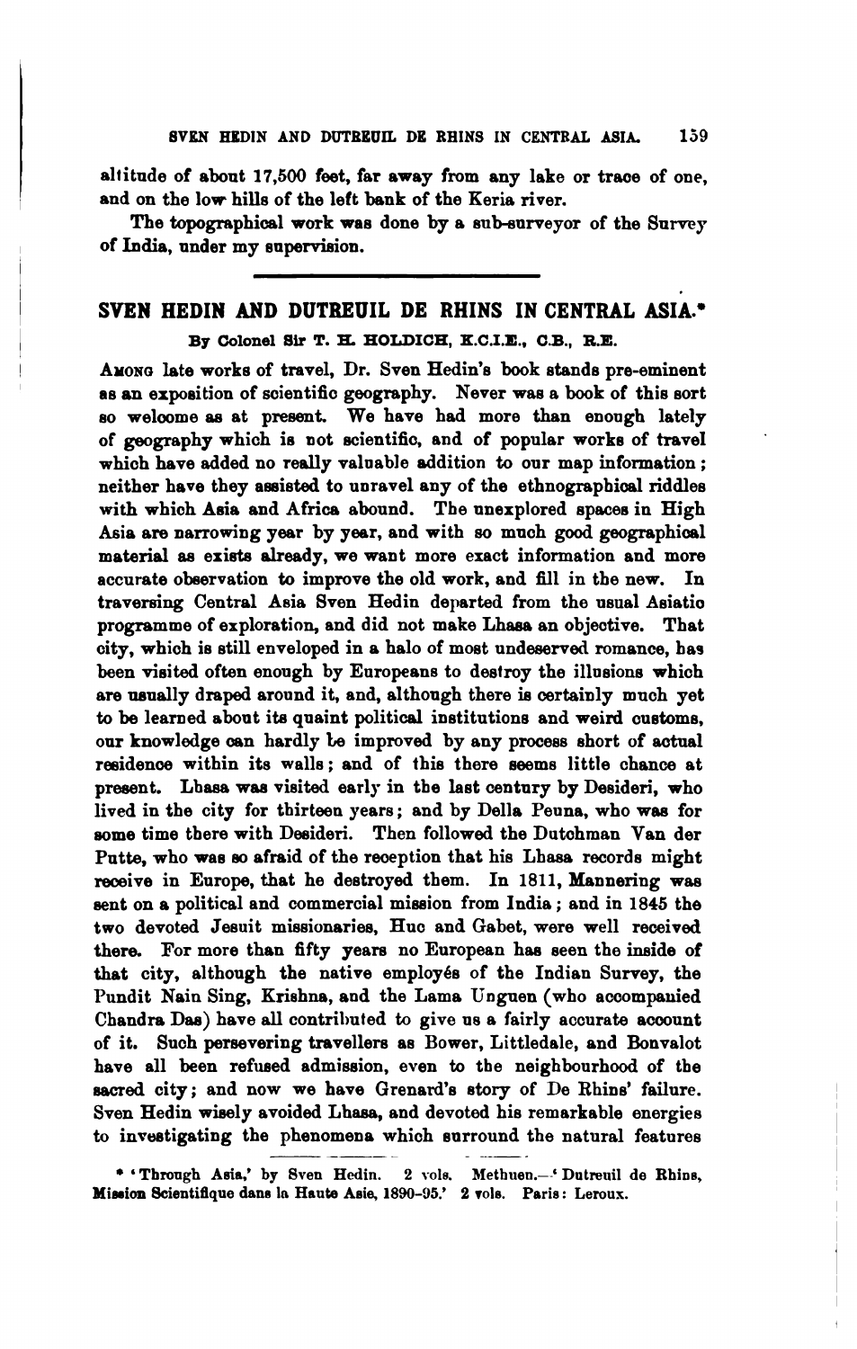altitude of about 17,500 feet, far away from any lake or trace of one, and on the low hills of the left bank of the Keria river.

The topographical work was done by a sub-surveyor of the Survey of India, under my supervision.

---

## SVEN HEDIN AND DUTREUIL DE RHINS IN CENTRAL ASIA.*

By Colonel Sir T. H. HOLDICH, K.C.I.E., C.B., R.E.

AMONG late works of travel, Dr. Sven Hedin's book stands pre-eminent as an exposition of scientific geography. Never was a book of this sort so welcome as at present. We have had more than enough lately of geography which is not scientific, and of popular works of travel which have added no really valuable addition to our map information; neither have they assisted to unravel any of the ethnographical riddles with which Asia and Africa abound. The unexplored spaces in High Asia are narrowing year by year, and with so much good geographical material as exists already, we want more exact information and more accurate observation to improve the old work, and fill in the new. In traversing Central Asia Sven Hedin departed from the usual Asiatic programme of exploration, and did not make Lhasa an objective. That city, which is still enveloped in a halo of most undeserved romance, has been visited often enough by Europeans to destroy the illusions which are usually draped around it, and, although there is certainly much yet to be learned about its quaint political institutions and weird customs, our knowledge can hardly be improved by any process short of actual residence within its walls; and of this there seems little chance at present. Lhasa was visited early in the last century by Desideri, who lived in the city for thirteen years; and by Della Penna, who was for some time there with Desideri. Then followed the Dutchman Van der Putte, who was so afraid of the reception that his Lhasa records might receive in Europe, that he destroyed them. In 1811, Mannering was sent on a political and commercial mission from India; and in 1845 the two devoted Jesuit missionaries, Huc and Gabet, were well received there. For more than fifty years no European has seen the inside of that city, although the native employés of the Indian Survey, the Pundit Nain Sing, Krishna, and the Lama Unguen (who accompanied Chandra Das) have all contributed to give us a fairly accurate account of it. Such persevering travellers as Bower, Littledale, and Bonvalot have all been refused admission, even to the neighbourhood of the sacred city; and now we have Grenard's story of De Rhins' failure. Sven Hedin wisely avoided Lhasa, and devoted his remarkable energies to investigating the phenomena which surround the natural features

* 'Through Asia,' by Sven Hedin. 2 vols. Methuen.—'Dutreuil de Rhins, Mission Scientifique dans la Haute Asie, 1890–95.' 2 vols. Paris: Leroux.